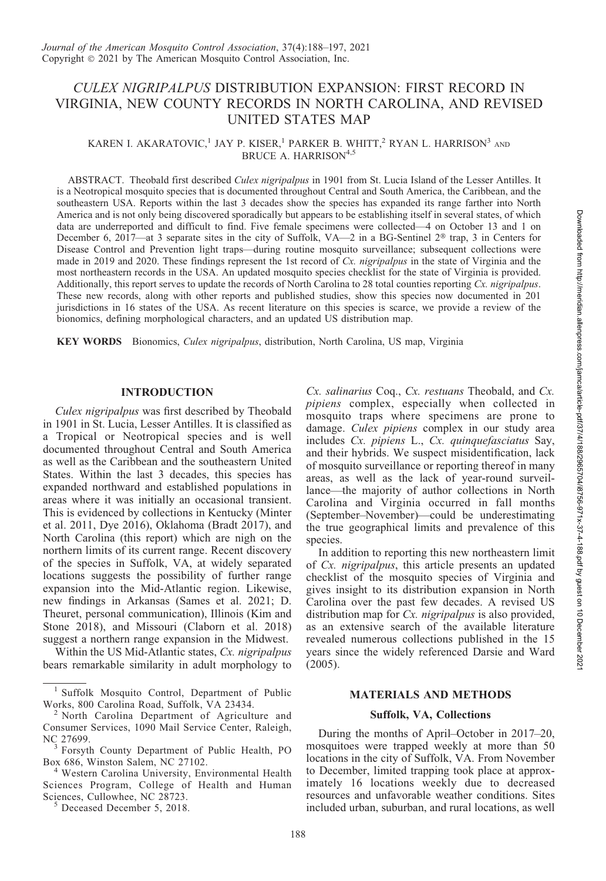# *CULEX NIGRIPALPUS* DISTRIBUTION EXPANSION: FIRST RECORD IN VIRGINIA, NEW COUNTY RECORDS IN NORTH CAROLINA, AND REVISED UNITED STATES MAP

KAREN I. AKARATOVIC,[1] JAY P. KISER,[1] PARKER B. WHITT,[2] RYAN L. HARRISON[3] AND BRUCE A. HARRISON[4,5]

ABSTRACT. Theobald first described *Culex nigripalpus* in 1901 from St. Lucia Island of the Lesser Antilles. It is a Neotropical mosquito species that is documented throughout Central and South America, the Caribbean, and the southeastern USA. Reports within the last 3 decades show the species has expanded its range farther into North America and is not only being discovered sporadically but appears to be establishing itself in several states, of which data are underreported and difficult to find. Five female specimens were collected—4 on October 13 and 1 on December 6, 2017—at 3 separate sites in the city of Suffolk, VA—2 in a BG-Sentinel 2® trap, 3 in Centers for Disease Control and Prevention light traps—during routine mosquito surveillance; subsequent collections were made in 2019 and 2020. These findings represent the 1st record of *Cx. nigripalpus* in the state of Virginia and the most northeastern records in the USA. An updated mosquito species checklist for the state of Virginia is provided. Additionally, this report serves to update the records of North Carolina to 28 total counties reporting *Cx. nigripalpus*. These new records, along with other reports and published studies, show this species now documented in 201 jurisdictions in 16 states of the USA. As recent literature on this species is scarce, we provide a review of the bionomics, defining morphological characters, and an updated US distribution map.

**KEY WORDS** Bionomics, *Culex nigripalpus*, distribution, North Carolina, US map, Virginia

## INTRODUCTION

*Culex nigripalpus* was first described by Theobald in 1901 in St. Lucia, Lesser Antilles. It is classified as a Tropical or Neotropical species and is well documented throughout Central and South America as well as the Caribbean and the southeastern United States. Within the last 3 decades, this species has expanded northward and established populations in areas where it was initially an occasional transient. This is evidenced by collections in Kentucky (Minter et al. 2011, Dye 2016), Oklahoma (Bradt 2017), and North Carolina (this report) which are nigh on the northern limits of its current range. Recent discovery of the species in Suffolk, VA, at widely separated locations suggests the possibility of further range expansion into the Mid-Atlantic region. Likewise, new findings in Arkansas (Sames et al. 2021; D. Theuret, personal communication), Illinois (Kim and Stone 2018), and Missouri (Claborn et al. 2018) suggest a northern range expansion in the Midwest.

Within the US Mid-Atlantic states, *Cx. nigripalpus* bears remarkable similarity in adult morphology to *Cx. salinarius* Coq., *Cx. restuans* Theobald, and *Cx. pipiens* complex, especially when collected in mosquito traps where specimens are prone to damage. *Culex pipiens* complex in our study area includes *Cx. pipiens* L., *Cx. quinquefasciatus* Say, and their hybrids. We suspect misidentification, lack of mosquito surveillance or reporting thereof in many areas, as well as the lack of year-round surveillance—the majority of author collections in North Carolina and Virginia occurred in fall months (September–November)—could be underestimating the true geographical limits and prevalence of this species.

In addition to reporting this new northeastern limit of *Cx. nigripalpus*, this article presents an updated checklist of the mosquito species of Virginia and gives insight to its distribution expansion in North Carolina over the past few decades. A revised US distribution map for *Cx. nigripalpus* is also provided, as an extensive search of the available literature revealed numerous collections published in the 15 years since the widely referenced Darsie and Ward (2005).

## MATERIALS AND METHODS

### Suffolk, VA, Collections

During the months of April–October in 2017–20, mosquitoes were trapped weekly at more than 50 locations in the city of Suffolk, VA. From November to December, limited trapping took place at approximately 16 locations weekly due to decreased resources and unfavorable weather conditions. Sites included urban, suburban, and rural locations, as well

---

[1] Suffolk Mosquito Control, Department of Public Works, 800 Carolina Road, Suffolk, VA 23434.

[2] North Carolina Department of Agriculture and Consumer Services, 1090 Mail Service Center, Raleigh, NC 27699.

[3] Forsyth County Department of Public Health, PO Box 686, Winston Salem, NC 27102.

[4] Western Carolina University, Environmental Health Sciences Program, College of Health and Human Sciences, Cullowhee, NC 28723.

[5] Deceased December 5, 2018.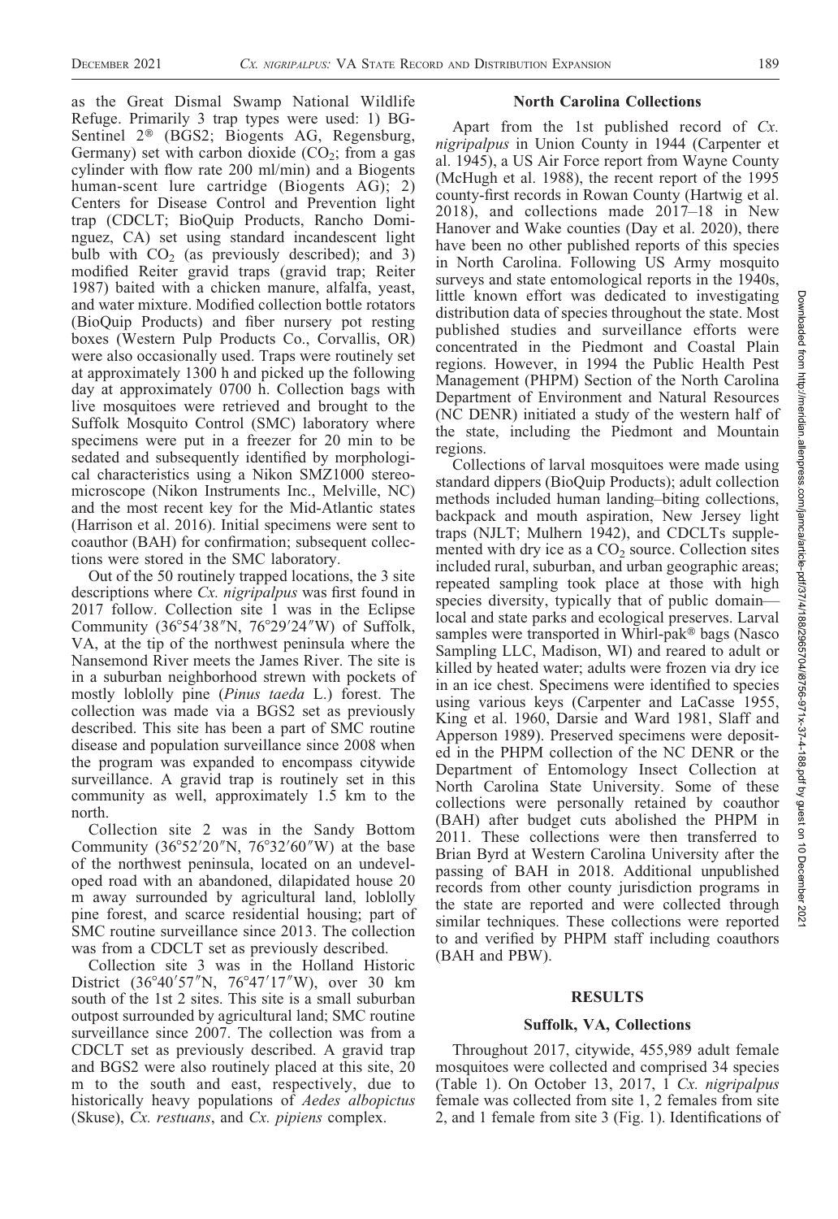as the Great Dismal Swamp National Wildlife Refuge. Primarily 3 trap types were used: 1) BG-Sentinel 2® (BGS2; Biogents AG, Regensburg, Germany) set with carbon dioxide ($CO_2$; from a gas cylinder with flow rate 200 ml/min) and a Biogents human-scent lure cartridge (Biogents AG); 2) Centers for Disease Control and Prevention light trap (CDCLT; BioQuip Products, Rancho Dominguez, CA) set using standard incandescent light bulb with $CO_2$ (as previously described); and 3) modified Reiter gravid traps (gravid trap; Reiter 1987) baited with a chicken manure, alfalfa, yeast, and water mixture. Modified collection bottle rotators (BioQuip Products) and fiber nursery pot resting boxes (Western Pulp Products Co., Corvallis, OR) were also occasionally used. Traps were routinely set at approximately 1300 h and picked up the following day at approximately 0700 h. Collection bags with live mosquitoes were retrieved and brought to the Suffolk Mosquito Control (SMC) laboratory where specimens were put in a freezer for 20 min to be sedated and subsequently identified by morphological characteristics using a Nikon SMZ1000 stereomicroscope (Nikon Instruments Inc., Melville, NC) and the most recent key for the Mid-Atlantic states (Harrison et al. 2016). Initial specimens were sent to coauthor (BAH) for confirmation; subsequent collections were stored in the SMC laboratory.

Out of the 50 routinely trapped locations, the 3 site descriptions where *Cx. nigripalpus* was first found in 2017 follow. Collection site 1 was in the Eclipse Community (36°54′38″N, 76°29′24″W) of Suffolk, VA, at the tip of the northwest peninsula where the Nansemond River meets the James River. The site is in a suburban neighborhood strewn with pockets of mostly loblolly pine (*Pinus taeda* L.) forest. The collection was made via a BGS2 set as previously described. This site has been a part of SMC routine disease and population surveillance since 2008 when the program was expanded to encompass citywide surveillance. A gravid trap is routinely set in this community as well, approximately 1.5 km to the north.

Collection site 2 was in the Sandy Bottom Community (36°52′20″N, 76°32′60″W) at the base of the northwest peninsula, located on an undeveloped road with an abandoned, dilapidated house 20 m away surrounded by agricultural land, loblolly pine forest, and scarce residential housing; part of SMC routine surveillance since 2013. The collection was from a CDCLT set as previously described.

Collection site 3 was in the Holland Historic District (36°40′57″N, 76°47′17″W), over 30 km south of the 1st 2 sites. This site is a small suburban outpost surrounded by agricultural land; SMC routine surveillance since 2007. The collection was from a CDCLT set as previously described. A gravid trap and BGS2 were also routinely placed at this site, 20 m to the south and east, respectively, due to historically heavy populations of *Aedes albopictus* (Skuse), *Cx. restuans*, and *Cx. pipiens* complex.

### North Carolina Collections

Apart from the 1st published record of *Cx. nigripalpus* in Union County in 1944 (Carpenter et al. 1945), a US Air Force report from Wayne County (McHugh et al. 1988), the recent report of the 1995 county-first records in Rowan County (Hartwig et al. 2018), and collections made 2017–18 in New Hanover and Wake counties (Day et al. 2020), there have been no other published reports of this species in North Carolina. Following US Army mosquito surveys and state entomological reports in the 1940s, little known effort was dedicated to investigating distribution data of species throughout the state. Most published studies and surveillance efforts were concentrated in the Piedmont and Coastal Plain regions. However, in 1994 the Public Health Pest Management (PHPM) Section of the North Carolina Department of Environment and Natural Resources (NC DENR) initiated a study of the western half of the state, including the Piedmont and Mountain regions.

Collections of larval mosquitoes were made using standard dippers (BioQuip Products); adult collection methods included human landing–biting collections, backpack and mouth aspiration, New Jersey light traps (NJLT; Mulhern 1942), and CDCLTs supplemented with dry ice as a $CO_2$ source. Collection sites included rural, suburban, and urban geographic areas; repeated sampling took place at those with high species diversity, typically that of public domain—local and state parks and ecological preserves. Larval samples were transported in Whirl-pak® bags (Nasco Sampling LLC, Madison, WI) and reared to adult or killed by heated water; adults were frozen via dry ice in an ice chest. Specimens were identified to species using various keys (Carpenter and LaCasse 1955, King et al. 1960, Darsie and Ward 1981, Slaff and Apperson 1989). Preserved specimens were deposited in the PHPM collection of the NC DENR or the Department of Entomology Insect Collection at North Carolina State University. Some of these collections were personally retained by coauthor (BAH) after budget cuts abolished the PHPM in 2011. These collections were then transferred to Brian Byrd at Western Carolina University after the passing of BAH in 2018. Additional unpublished records from other county jurisdiction programs in the state are reported and were collected through similar techniques. These collections were reported to and verified by PHPM staff including coauthors (BAH and PBW).

## RESULTS

### Suffolk, VA, Collections

Throughout 2017, citywide, 455,989 adult female mosquitoes were collected and comprised 34 species (Table 1). On October 13, 2017, 1 *Cx. nigripalpus* female was collected from site 1, 2 females from site 2, and 1 female from site 3 (Fig. 1). Identifications of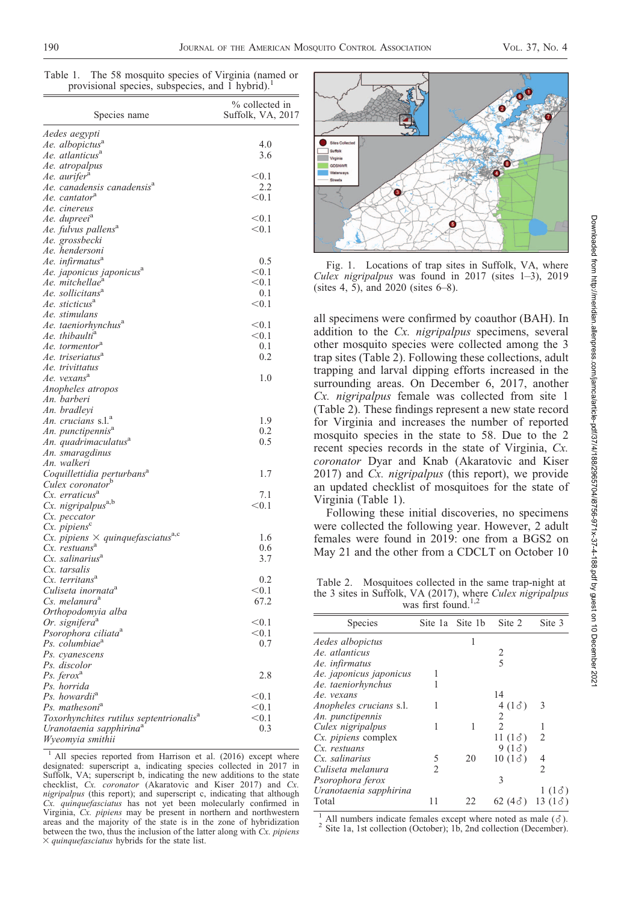Table 1. The 58 mosquito species of Virginia (named or provisional species, subspecies, and 1 hybrid).[1]

| Species name | % collected in Suffolk, VA, 2017 |
|---|---|
| *Aedes aegypti* | |
| *Ae. albopictus*[a] | 4.0 |
| *Ae. atlanticus*[a] | 3.6 |
| *Ae. atropalpus* | |
| *Ae. aurifer*[a] | <0.1 |
| *Ae. canadensis canadensis*[a] | 2.2 |
| *Ae. cantator*[a] | <0.1 |
| *Ae. cinereus* | |
| *Ae. dupreei*[a] | <0.1 |
| *Ae. fulvus pallens*[a] | <0.1 |
| *Ae. grossbecki* | |
| *Ae. hendersoni* | |
| *Ae. infirmatus*[a] | 0.5 |
| *Ae. japonicus japonicus*[a] | <0.1 |
| *Ae. mitchellae*[a] | <0.1 |
| *Ae. sollicitans*[a] | 0.1 |
| *Ae. sticticus*[a] | <0.1 |
| *Ae. stimulans* | |
| *Ae. taeniorhynchus*[a] | <0.1 |
| *Ae. thibaulti*[a] | <0.1 |
| *Ae. tormentor*[a] | 0.1 |
| *Ae. triseriatus*[a] | 0.2 |
| *Ae. trivittatus* | |
| *Ae. vexans*[a] | 1.0 |
| *Anopheles atropos* | |
| *An. barberi* | |
| *An. bradleyi* | |
| *An. crucians* s.l.[a] | 1.9 |
| *An. punctipennis*[a] | 0.2 |
| *An. quadrimaculatus*[a] | 0.5 |
| *An. smaragdinus* | |
| *An. walkeri* | |
| *Coquillettidia perturbans*[a] | 1.7 |
| *Culex coronator*[b] | |
| *Cx. erraticus*[a] | 7.1 |
| *Cx. nigripalpus*[a,b] | <0.1 |
| *Cx. peccator* | |
| *Cx. pipiens*[c] | |
| *Cx. pipiens* × *quinquefasciatus*[a,c] | 1.6 |
| *Cx. restuans*[a] | 0.6 |
| *Cx. salinarius*[a] | 3.7 |
| *Cx. tarsalis* | |
| *Cx. territans*[a] | 0.2 |
| *Culiseta inornata*[a] | <0.1 |
| *Cs. melanura*[a] | 67.2 |
| *Orthopodomyia alba* | |
| *Or. signifera*[a] | <0.1 |
| *Psorophora ciliata*[a] | <0.1 |
| *Ps. columbiae*[a] | 0.7 |
| *Ps. cyanescens* | |
| *Ps. discolor* | |
| *Ps. ferox*[a] | 2.8 |
| *Ps. horrida* | |
| *Ps. howardii*[a] | <0.1 |
| *Ps. mathesoni*[a] | <0.1 |
| *Toxorhynchites rutilus septentrionalis*[a] | <0.1 |
| *Uranotaenia sapphirina*[a] | 0.3 |
| *Wyeomyia smithii* | |

[1] All species reported from Harrison et al. (2016) except where designated: superscript a, indicating species collected in 2017 in Suffolk, VA; superscript b, indicating the new additions to the state checklist, *Cx. coronator* (Akaratovic and Kiser 2017) and *Cx. nigripalpus* (this report); and superscript c, indicating that although *Cx. quinquefasciatus* has not yet been molecularly confirmed in Virginia, *Cx. pipiens* may be present in northern and northwestern areas and the majority of the state is in the zone of hybridization between the two, thus the inclusion of the latter along with *Cx. pipiens* × *quinquefasciatus* hybrids for the state list.

Fig. 1. Locations of trap sites in Suffolk, VA, where *Culex nigripalpus* was found in 2017 (sites 1–3), 2019 (sites 4, 5), and 2020 (sites 6–8).

all specimens were confirmed by coauthor (BAH). In addition to the *Cx. nigripalpus* specimens, several other mosquito species were collected among the 3 trap sites (Table 2). Following these collections, adult trapping and larval dipping efforts increased in the surrounding areas. On December 6, 2017, another *Cx. nigripalpus* female was collected from site 1 (Table 2). These findings represent a new state record for Virginia and increases the number of reported mosquito species in the state to 58. Due to the 2 recent species records in the state of Virginia, *Cx. coronator* Dyar and Knab (Akaratovic and Kiser 2017) and *Cx. nigripalpus* (this report), we provide an updated checklist of mosquitoes for the state of Virginia (Table 1).

Following these initial discoveries, no specimens were collected the following year. However, 2 adult females were found in 2019: one from a BGS2 on May 21 and the other from a CDCLT on October 10

Table 2. Mosquitoes collected in the same trap-night at the 3 sites in Suffolk, VA (2017), where *Culex nigripalpus* was first found.[1,2]

| Species | Site 1a | Site 1b | Site 2 | Site 3 |
|---|---|---|---|---|
| *Aedes albopictus* | | 1 | | |
| *Ae. atlanticus* | | | 2 | |
| *Ae. infirmatus* | | | 5 | |
| *Ae. japonicus japonicus* | 1 | | | |
| *Ae. taeniorhynchus* | 1 | | | |
| *Ae. vexans* | | | 14 | |
| *Anopheles crucians* s.l. | 1 | | 4 (1♂) | 3 |
| *An. punctipennis* | | | 2 | |
| *Culex nigripalpus* | 1 | 1 | 2 | 1 |
| *Cx. pipiens* complex | | | 11 (1♂) | 2 |
| *Cx. restuans* | | | 9 (1♂) | |
| *Cx. salinarius* | 5 | 20 | 10 (1♂) | 4 |
| *Culiseta melanura* | 2 | | | 2 |
| *Psorophora ferox* | | | 3 | |
| *Uranotaenia sapphirina* | | | | 1 (1♂) |
| Total | 11 | 22 | 62 (4♂) | 13 (1♂) |

[1] All numbers indicate females except where noted as male (♂).
[2] Site 1a, 1st collection (October); 1b, 2nd collection (December).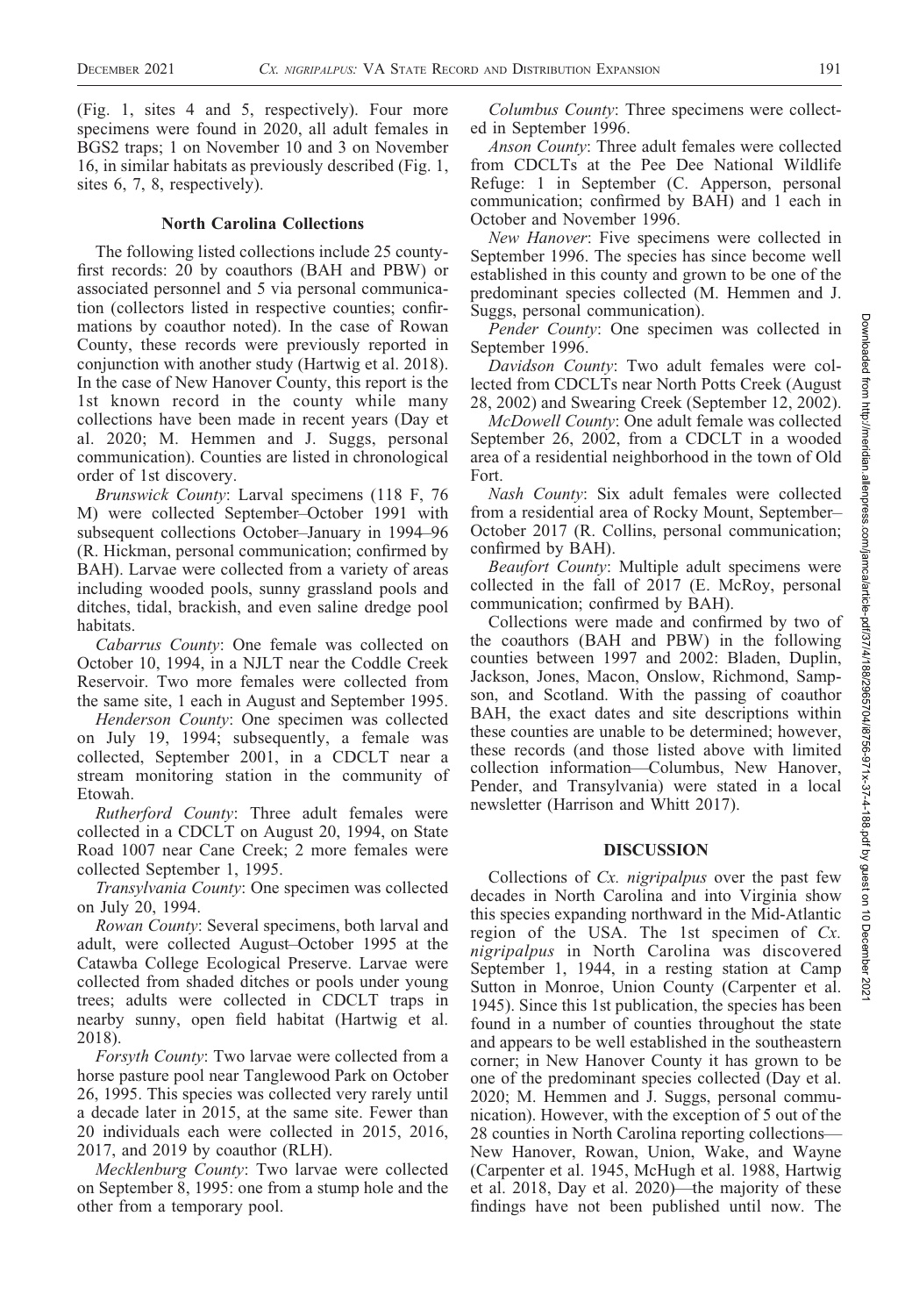(Fig. 1, sites 4 and 5, respectively). Four more specimens were found in 2020, all adult females in BGS2 traps; 1 on November 10 and 3 on November 16, in similar habitats as previously described (Fig. 1, sites 6, 7, 8, respectively).

## North Carolina Collections

The following listed collections include 25 county-first records: 20 by coauthors (BAH and PBW) or associated personnel and 5 via personal communication (collectors listed in respective counties; confirmations by coauthor noted). In the case of Rowan County, these records were previously reported in conjunction with another study (Hartwig et al. 2018). In the case of New Hanover County, this report is the 1st known record in the county while many collections have been made in recent years (Day et al. 2020; M. Hemmen and J. Suggs, personal communication). Counties are listed in chronological order of 1st discovery.

*Brunswick County*: Larval specimens (118 F, 76 M) were collected September–October 1991 with subsequent collections October–January in 1994–96 (R. Hickman, personal communication; confirmed by BAH). Larvae were collected from a variety of areas including wooded pools, sunny grassland pools and ditches, tidal, brackish, and even saline dredge pool habitats.

*Cabarrus County*: One female was collected on October 10, 1994, in a NJLT near the Coddle Creek Reservoir. Two more females were collected from the same site, 1 each in August and September 1995.

*Henderson County*: One specimen was collected on July 19, 1994; subsequently, a female was collected, September 2001, in a CDCLT near a stream monitoring station in the community of Etowah.

*Rutherford County*: Three adult females were collected in a CDCLT on August 20, 1994, on State Road 1007 near Cane Creek; 2 more females were collected September 1, 1995.

*Transylvania County*: One specimen was collected on July 20, 1994.

*Rowan County*: Several specimens, both larval and adult, were collected August–October 1995 at the Catawba College Ecological Preserve. Larvae were collected from shaded ditches or pools under young trees; adults were collected in CDCLT traps in nearby sunny, open field habitat (Hartwig et al. 2018).

*Forsyth County*: Two larvae were collected from a horse pasture pool near Tanglewood Park on October 26, 1995. This species was collected very rarely until a decade later in 2015, at the same site. Fewer than 20 individuals each were collected in 2015, 2016, 2017, and 2019 by coauthor (RLH).

*Mecklenburg County*: Two larvae were collected on September 8, 1995: one from a stump hole and the other from a temporary pool.

*Columbus County*: Three specimens were collected in September 1996.

*Anson County*: Three adult females were collected from CDCLTs at the Pee Dee National Wildlife Refuge: 1 in September (C. Apperson, personal communication; confirmed by BAH) and 1 each in October and November 1996.

*New Hanover*: Five specimens were collected in September 1996. The species has since become well established in this county and grown to be one of the predominant species collected (M. Hemmen and J. Suggs, personal communication).

*Pender County*: One specimen was collected in September 1996.

*Davidson County*: Two adult females were collected from CDCLTs near North Potts Creek (August 28, 2002) and Swearing Creek (September 12, 2002).

*McDowell County*: One adult female was collected September 26, 2002, from a CDCLT in a wooded area of a residential neighborhood in the town of Old Fort.

*Nash County*: Six adult females were collected from a residential area of Rocky Mount, September–October 2017 (R. Collins, personal communication; confirmed by BAH).

*Beaufort County*: Multiple adult specimens were collected in the fall of 2017 (E. McRoy, personal communication; confirmed by BAH).

Collections were made and confirmed by two of the coauthors (BAH and PBW) in the following counties between 1997 and 2002: Bladen, Duplin, Jackson, Jones, Macon, Onslow, Richmond, Sampson, and Scotland. With the passing of coauthor BAH, the exact dates and site descriptions within these counties are unable to be determined; however, these records (and those listed above with limited collection information—Columbus, New Hanover, Pender, and Transylvania) were stated in a local newsletter (Harrison and Whitt 2017).

## DISCUSSION

Collections of *Cx. nigripalpus* over the past few decades in North Carolina and into Virginia show this species expanding northward in the Mid-Atlantic region of the USA. The 1st specimen of *Cx. nigripalpus* in North Carolina was discovered September 1, 1944, in a resting station at Camp Sutton in Monroe, Union County (Carpenter et al. 1945). Since this 1st publication, the species has been found in a number of counties throughout the state and appears to be well established in the southeastern corner; in New Hanover County it has grown to be one of the predominant species collected (Day et al. 2020; M. Hemmen and J. Suggs, personal communication). However, with the exception of 5 out of the 28 counties in North Carolina reporting collections—New Hanover, Rowan, Union, Wake, and Wayne (Carpenter et al. 1945, McHugh et al. 1988, Hartwig et al. 2018, Day et al. 2020)—the majority of these findings have not been published until now. The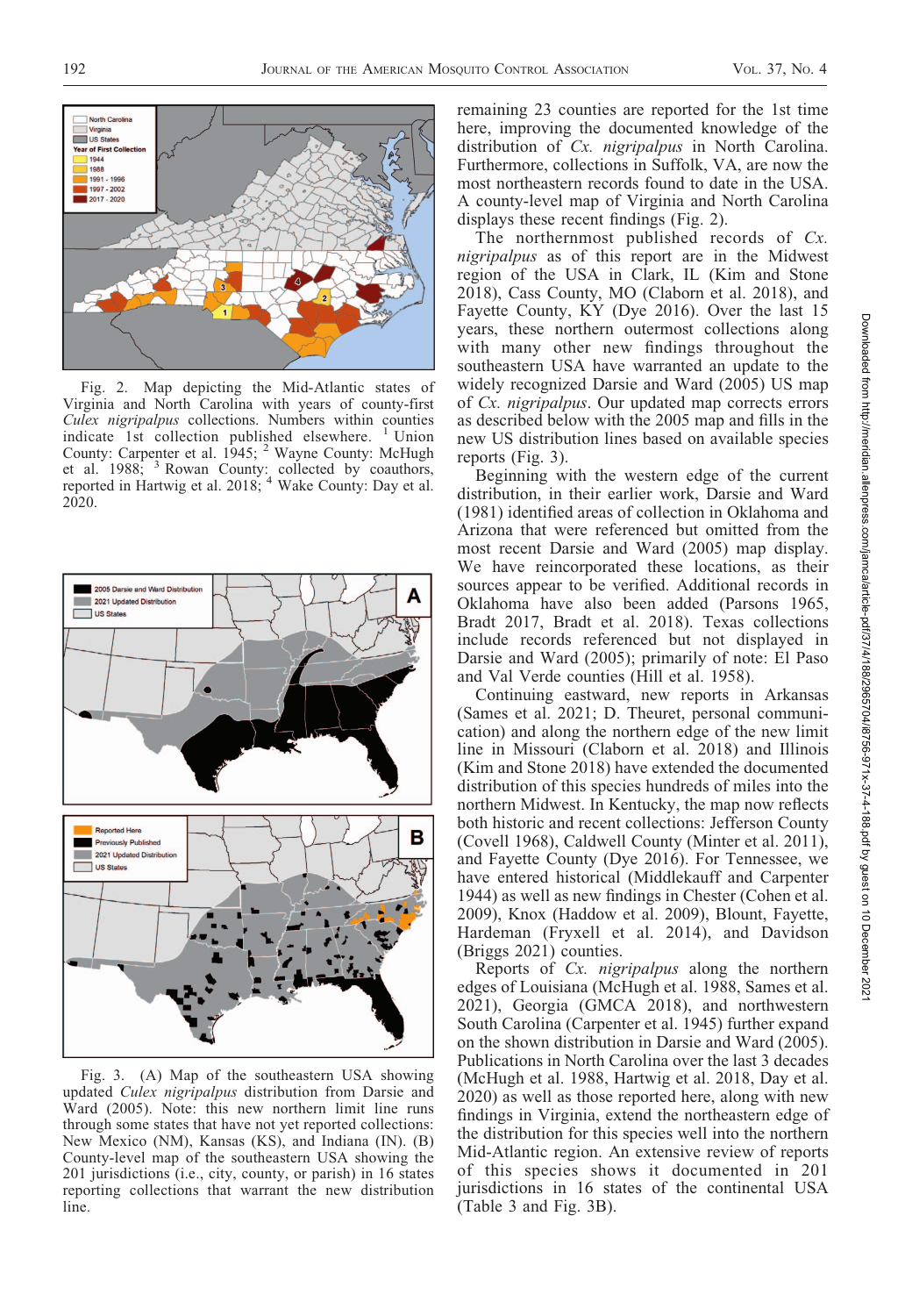Fig. 2. Map depicting the Mid-Atlantic states of Virginia and North Carolina with years of county-first *Culex nigripalpus* collections. Numbers within counties indicate 1st collection published elsewhere. [1] Union County: Carpenter et al. 1945; [2] Wayne County: McHugh et al. 1988; [3] Rowan County: collected by coauthors, reported in Hartwig et al. 2018; [4] Wake County: Day et al. 2020.

Fig. 3. (A) Map of the southeastern USA showing updated *Culex nigripalpus* distribution from Darsie and Ward (2005). Note: this new northern limit line runs through some states that have not yet reported collections: New Mexico (NM), Kansas (KS), and Indiana (IN). (B) County-level map of the southeastern USA showing the 201 jurisdictions (i.e., city, county, or parish) in 16 states reporting collections that warrant the new distribution line.

remaining 23 counties are reported for the 1st time here, improving the documented knowledge of the distribution of *Cx. nigripalpus* in North Carolina. Furthermore, collections in Suffolk, VA, are now the most northeastern records found to date in the USA. A county-level map of Virginia and North Carolina displays these recent findings (Fig. 2).

The northernmost published records of *Cx. nigripalpus* as of this report are in the Midwest region of the USA in Clark, IL (Kim and Stone 2018), Cass County, MO (Claborn et al. 2018), and Fayette County, KY (Dye 2016). Over the last 15 years, these northern outermost collections along with many other new findings throughout the southeastern USA have warranted an update to the widely recognized Darsie and Ward (2005) US map of *Cx. nigripalpus*. Our updated map corrects errors as described below with the 2005 map and fills in the new US distribution lines based on available species reports (Fig. 3).

Beginning with the western edge of the current distribution, in their earlier work, Darsie and Ward (1981) identified areas of collection in Oklahoma and Arizona that were referenced but omitted from the most recent Darsie and Ward (2005) map display. We have reincorporated these locations, as their sources appear to be verified. Additional records in Oklahoma have also been added (Parsons 1965, Bradt 2017, Bradt et al. 2018). Texas collections include records referenced but not displayed in Darsie and Ward (2005); primarily of note: El Paso and Val Verde counties (Hill et al. 1958).

Continuing eastward, new reports in Arkansas (Sames et al. 2021; D. Theuret, personal communication) and along the northern edge of the new limit line in Missouri (Claborn et al. 2018) and Illinois (Kim and Stone 2018) have extended the documented distribution of this species hundreds of miles into the northern Midwest. In Kentucky, the map now reflects both historic and recent collections: Jefferson County (Covell 1968), Caldwell County (Minter et al. 2011), and Fayette County (Dye 2016). For Tennessee, we have entered historical (Middlekauff and Carpenter 1944) as well as new findings in Chester (Cohen et al. 2009), Knox (Haddow et al. 2009), Blount, Fayette, Hardeman (Fryxell et al. 2014), and Davidson (Briggs 2021) counties.

Reports of *Cx. nigripalpus* along the northern edges of Louisiana (McHugh et al. 1988, Sames et al. 2021), Georgia (GMCA 2018), and northwestern South Carolina (Carpenter et al. 1945) further expand on the shown distribution in Darsie and Ward (2005). Publications in North Carolina over the last 3 decades (McHugh et al. 1988, Hartwig et al. 2018, Day et al. 2020) as well as those reported here, along with new findings in Virginia, extend the northeastern edge of the distribution for this species well into the northern Mid-Atlantic region. An extensive review of reports of this species shows it documented in 201 jurisdictions in 16 states of the continental USA (Table 3 and Fig. 3B).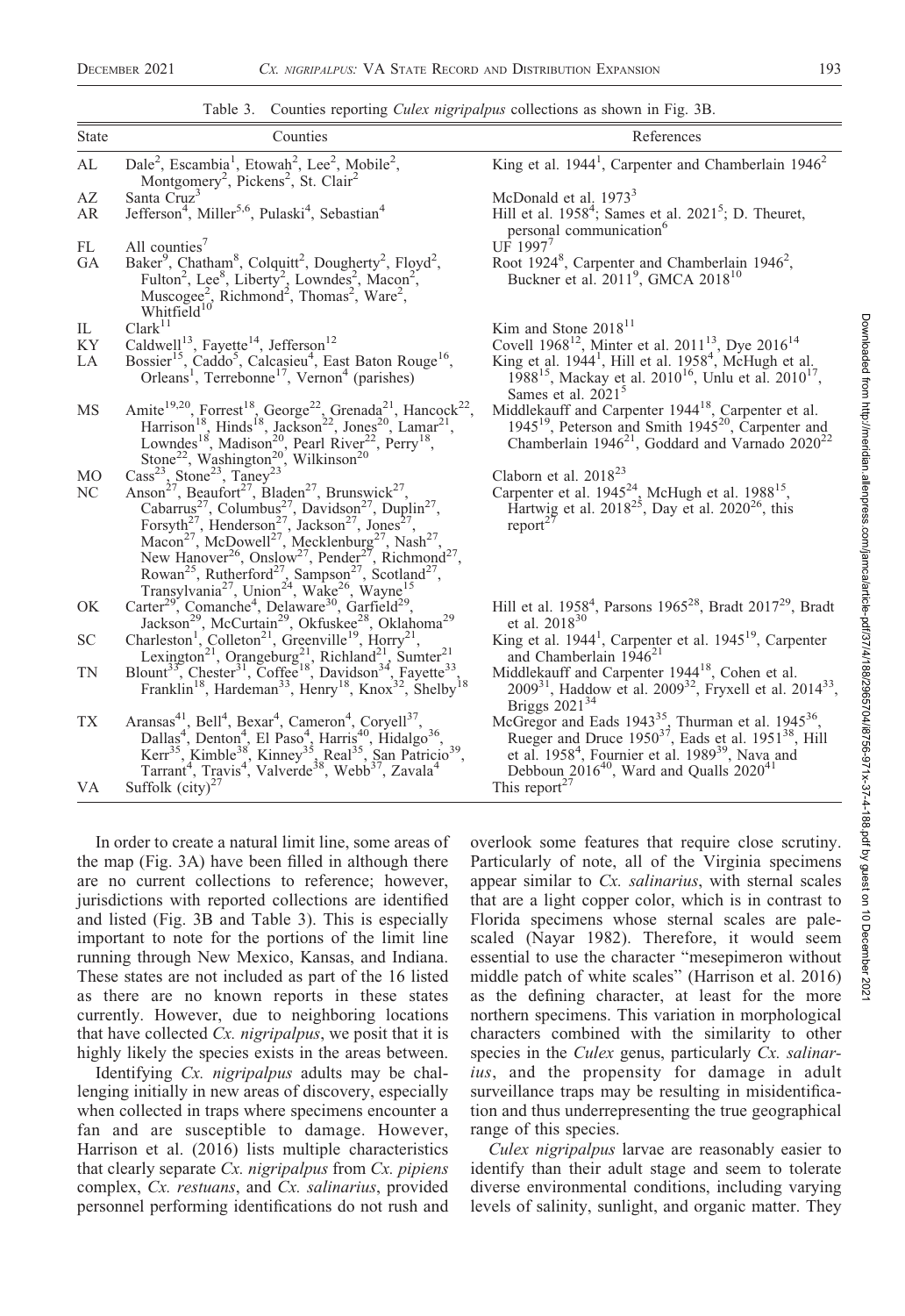Table 3. Counties reporting *Culex nigripalpus* collections as shown in Fig. 3B.

| State | Counties | References |
|---|---|---|
| AL | Dale[2], Escambia[1], Etowah[2], Lee[2], Mobile[2], Montgomery[2], Pickens[2], St. Clair[2] | King et al. 1944[1], Carpenter and Chamberlain 1946[2] |
| AZ | Santa Cruz[3] | McDonald et al. 1973[3] |
| AR | Jefferson[4], Miller[5,6], Pulaski[4], Sebastian[4] | Hill et al. 1958[4]; Sames et al. 2021[5]; D. Theuret, personal communication[6] |
| FL | All counties[7] | UF 1997[7] |
| GA | Baker[9], Chatham[8], Colquitt[2], Dougherty[2], Floyd[2], Fulton[2], Lee[8], Liberty[2], Lowndes[2], Macon[2], Muscogee[2], Richmond[2], Thomas[2], Ware[2], Whitfield[10] | Root 1924[8], Carpenter and Chamberlain 1946[2], Buckner et al. 2011[9], GMCA 2018[10] |
| IL | Clark[11] | Kim and Stone 2018[11] |
| KY | Caldwell[13], Fayette[14], Jefferson[12] | Covell 1968[12], Minter et al. 2011[13], Dye 2016[14] |
| LA | Bossier[15], Caddo[5], Calcasieu[4], East Baton Rouge[16], Orleans[1], Terrebonne[17], Vernon[4] (parishes) | King et al. 1944[1], Hill et al. 1958[4], McHugh et al. 1988[15], Mackay et al. 2010[16], Unlu et al. 2010[17], Sames et al. 2021[5] |
| MS | Amite[19,20], Forrest[18], George[22], Grenada[21], Hancock[22], Harrison[18], Hinds[18], Jackson[22], Jones[20], Lamar[21], Lowndes[18], Madison[20], Pearl River[22], Perry[18], Stone[22], Washington[20], Wilkinson[20] | Middlekauff and Carpenter 1944[18], Carpenter et al. 1945[19], Peterson and Smith 1945[20], Carpenter and Chamberlain 1946[21], Goddard and Varnado 2020[22] |
| MO | Cass[23], Stone[23], Taney[23] | Claborn et al. 2018[23] |
| NC | Anson[27], Beaufort[27], Bladen[27], Brunswick[27], Cabarrus[27], Columbus[27], Davidson[27], Duplin[27], Forsyth[27], Henderson[27], Jackson[27], Jones[27], Macon[27], McDowell[27], Mecklenburg[27], Nash[27], New Hanover[26], Onslow[27], Pender[27], Richmond[27], Rowan[25], Rutherford[27], Sampson[27], Scotland[27], Transylvania[27], Union[24], Wake[26], Wayne[15] | Carpenter et al. 1945[24], McHugh et al. 1988[15], Hartwig et al. 2018[25], Day et al. 2020[26], this report[27] |
| OK | Carter[29], Comanche[4], Delaware[30], Garfield[29], Jackson[29], McCurtain[29], Okfuskee[28], Oklahoma[29] | Hill et al. 1958[4], Parsons 1965[28], Bradt 2017[29], Bradt et al. 2018[30] |
| SC | Charleston[1], Colleton[21], Greenville[19], Horry[21], Lexington[21], Orangeburg[21], Richland[21], Sumter[21] | King et al. 1944[1], Carpenter et al. 1945[19], Carpenter and Chamberlain 1946[21] |
| TN | Blount[33], Chester[31], Coffee[18], Davidson[34], Fayette[33], Franklin[18], Hardeman[33], Henry[18], Knox[32], Shelby[18] | Middlekauff and Carpenter 1944[18], Cohen et al. 2009[31], Haddow et al. 2009[32], Fryxell et al. 2014[33], Briggs 2021[34] |
| TX | Aransas[41], Bell[4], Bexar[4], Cameron[4], Coryell[37], Dallas[4], Denton[4], El Paso[4], Harris[40], Hidalgo[36], Kerr[35], Kimble[38], Kinney[35], Real[35], San Patricio[39], Tarrant[4], Travis[4], Valverde[38], Webb[37], Zavala[4] | McGregor and Eads 1943[35], Thurman et al. 1945[36], Rueger and Druce 1950[37], Eads et al. 1951[38], Hill et al. 1958[4], Fournier et al. 1989[39], Nava and Debboun 2016[40], Ward and Qualls 2020[41] |
| VA | Suffolk (city)[27] | This report[27] |

In order to create a natural limit line, some areas of the map (Fig. 3A) have been filled in although there are no current collections to reference; however, jurisdictions with reported collections are identified and listed (Fig. 3B and Table 3). This is especially important to note for the portions of the limit line running through New Mexico, Kansas, and Indiana. These states are not included as part of the 16 listed as there are no known reports in these states currently. However, due to neighboring locations that have collected *Cx. nigripalpus*, we posit that it is highly likely the species exists in the areas between.

Identifying *Cx. nigripalpus* adults may be challenging initially in new areas of discovery, especially when collected in traps where specimens encounter a fan and are susceptible to damage. However, Harrison et al. (2016) lists multiple characteristics that clearly separate *Cx. nigripalpus* from *Cx. pipiens* complex, *Cx. restuans*, and *Cx. salinarius*, provided personnel performing identifications do not rush and overlook some features that require close scrutiny. Particularly of note, all of the Virginia specimens appear similar to *Cx. salinarius*, with sternal scales that are a light copper color, which is in contrast to Florida specimens whose sternal scales are pale-scaled (Nayar 1982). Therefore, it would seem essential to use the character "mesepimeron without middle patch of white scales" (Harrison et al. 2016) as the defining character, at least for the more northern specimens. This variation in morphological characters combined with the similarity to other species in the *Culex* genus, particularly *Cx. salinarius*, and the propensity for damage in adult surveillance traps may be resulting in misidentification and thus underrepresenting the true geographical range of this species.

*Culex nigripalpus* larvae are reasonably easier to identify than their adult stage and seem to tolerate diverse environmental conditions, including varying levels of salinity, sunlight, and organic matter. They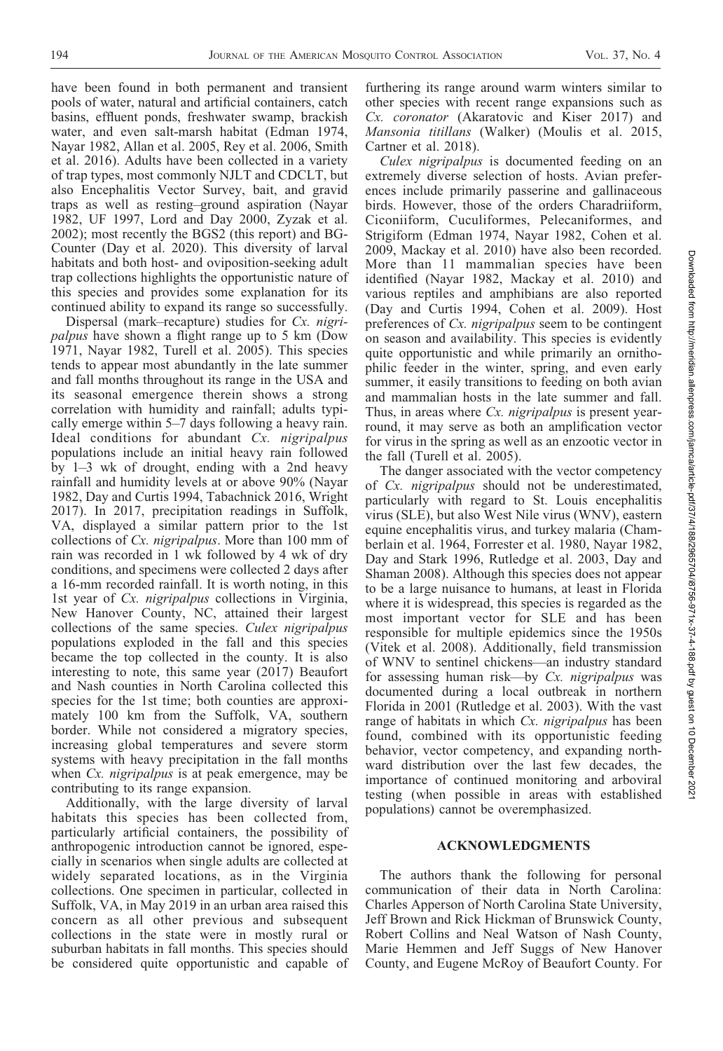have been found in both permanent and transient pools of water, natural and artificial containers, catch basins, effluent ponds, freshwater swamp, brackish water, and even salt-marsh habitat (Edman 1974, Nayar 1982, Allan et al. 2005, Rey et al. 2006, Smith et al. 2016). Adults have been collected in a variety of trap types, most commonly NJLT and CDCLT, but also Encephalitis Vector Survey, bait, and gravid traps as well as resting–ground aspiration (Nayar 1982, UF 1997, Lord and Day 2000, Zyzak et al. 2002); most recently the BGS2 (this report) and BG-Counter (Day et al. 2020). This diversity of larval habitats and both host- and oviposition-seeking adult trap collections highlights the opportunistic nature of this species and provides some explanation for its continued ability to expand its range so successfully.

Dispersal (mark–recapture) studies for *Cx. nigripalpus* have shown a flight range up to 5 km (Dow 1971, Nayar 1982, Turell et al. 2005). This species tends to appear most abundantly in the late summer and fall months throughout its range in the USA and its seasonal emergence therein shows a strong correlation with humidity and rainfall; adults typically emerge within 5–7 days following a heavy rain. Ideal conditions for abundant *Cx. nigripalpus* populations include an initial heavy rain followed by 1–3 wk of drought, ending with a 2nd heavy rainfall and humidity levels at or above 90% (Nayar 1982, Day and Curtis 1994, Tabachnick 2016, Wright 2017). In 2017, precipitation readings in Suffolk, VA, displayed a similar pattern prior to the 1st collections of *Cx. nigripalpus*. More than 100 mm of rain was recorded in 1 wk followed by 4 wk of dry conditions, and specimens were collected 2 days after a 16-mm recorded rainfall. It is worth noting, in this 1st year of *Cx. nigripalpus* collections in Virginia, New Hanover County, NC, attained their largest collections of the same species. *Culex nigripalpus* populations exploded in the fall and this species became the top collected in the county. It is also interesting to note, this same year (2017) Beaufort and Nash counties in North Carolina collected this species for the 1st time; both counties are approximately 100 km from the Suffolk, VA, southern border. While not considered a migratory species, increasing global temperatures and severe storm systems with heavy precipitation in the fall months when *Cx. nigripalpus* is at peak emergence, may be contributing to its range expansion.

Additionally, with the large diversity of larval habitats this species has been collected from, particularly artificial containers, the possibility of anthropogenic introduction cannot be ignored, especially in scenarios when single adults are collected at widely separated locations, as in the Virginia collections. One specimen in particular, collected in Suffolk, VA, in May 2019 in an urban area raised this concern as all other previous and subsequent collections in the state were in mostly rural or suburban habitats in fall months. This species should be considered quite opportunistic and capable of furthering its range around warm winters similar to other species with recent range expansions such as *Cx. coronator* (Akaratovic and Kiser 2017) and *Mansonia titillans* (Walker) (Moulis et al. 2015, Cartner et al. 2018).

*Culex nigripalpus* is documented feeding on an extremely diverse selection of hosts. Avian preferences include primarily passerine and gallinaceous birds. However, those of the orders Charadriiform, Ciconiiform, Cuculiformes, Pelecaniformes, and Strigiform (Edman 1974, Nayar 1982, Cohen et al. 2009, Mackay et al. 2010) have also been recorded. More than 11 mammalian species have been identified (Nayar 1982, Mackay et al. 2010) and various reptiles and amphibians are also reported (Day and Curtis 1994, Cohen et al. 2009). Host preferences of *Cx. nigripalpus* seem to be contingent on season and availability. This species is evidently quite opportunistic and while primarily an ornithophilic feeder in the winter, spring, and even early summer, it easily transitions to feeding on both avian and mammalian hosts in the late summer and fall. Thus, in areas where *Cx. nigripalpus* is present year-round, it may serve as both an amplification vector for virus in the spring as well as an enzootic vector in the fall (Turell et al. 2005).

The danger associated with the vector competency of *Cx. nigripalpus* should not be underestimated, particularly with regard to St. Louis encephalitis virus (SLE), but also West Nile virus (WNV), eastern equine encephalitis virus, and turkey malaria (Chamberlain et al. 1964, Forrester et al. 1980, Nayar 1982, Day and Stark 1996, Rutledge et al. 2003, Day and Shaman 2008). Although this species does not appear to be a large nuisance to humans, at least in Florida where it is widespread, this species is regarded as the most important vector for SLE and has been responsible for multiple epidemics since the 1950s (Vitek et al. 2008). Additionally, field transmission of WNV to sentinel chickens—an industry standard for assessing human risk—by *Cx. nigripalpus* was documented during a local outbreak in northern Florida in 2001 (Rutledge et al. 2003). With the vast range of habitats in which *Cx. nigripalpus* has been found, combined with its opportunistic feeding behavior, vector competency, and expanding northward distribution over the last few decades, the importance of continued monitoring and arboviral testing (when possible in areas with established populations) cannot be overemphasized.

## ACKNOWLEDGMENTS

The authors thank the following for personal communication of their data in North Carolina: Charles Apperson of North Carolina State University, Jeff Brown and Rick Hickman of Brunswick County, Robert Collins and Neal Watson of Nash County, Marie Hemmen and Jeff Suggs of New Hanover County, and Eugene McRoy of Beaufort County. For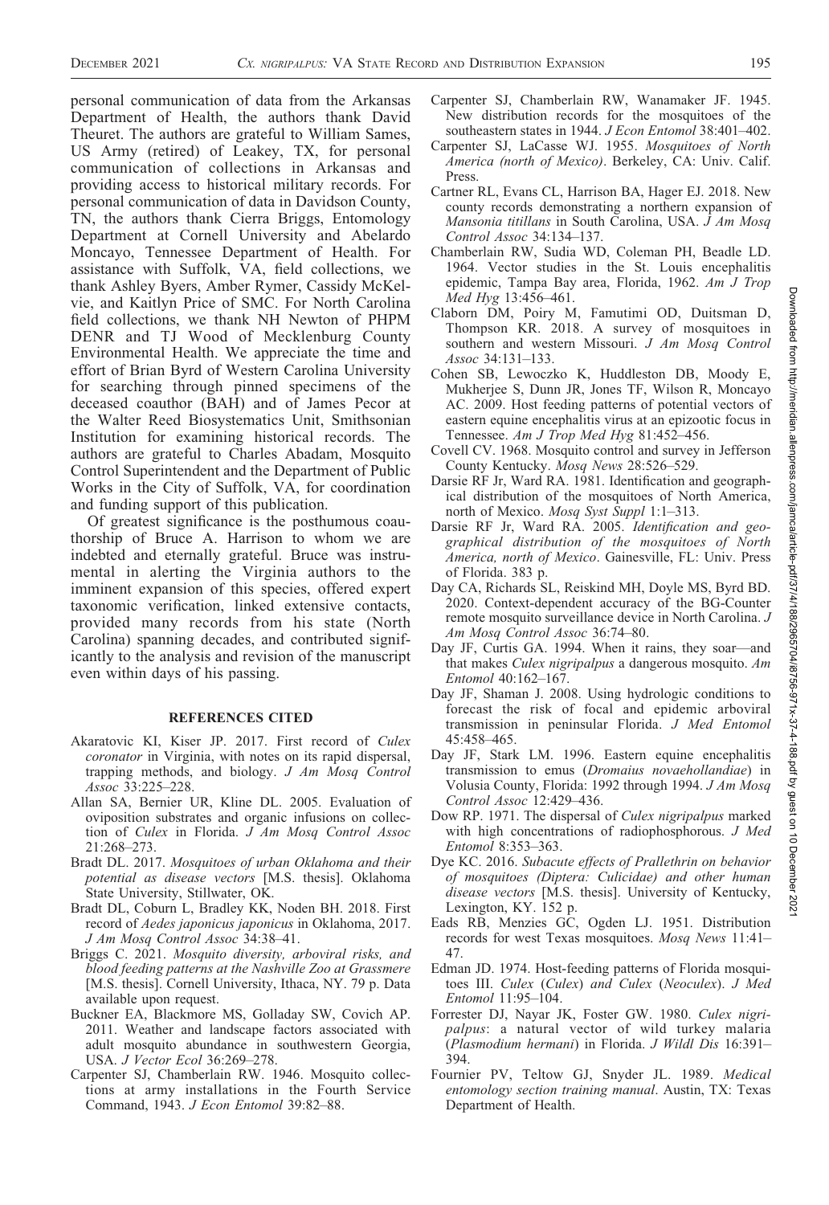personal communication of data from the Arkansas Department of Health, the authors thank David Theuret. The authors are grateful to William Sames, US Army (retired) of Leakey, TX, for personal communication of collections in Arkansas and providing access to historical military records. For personal communication of data in Davidson County, TN, the authors thank Cierra Briggs, Entomology Department at Cornell University and Abelardo Moncayo, Tennessee Department of Health. For assistance with Suffolk, VA, field collections, we thank Ashley Byers, Amber Rymer, Cassidy McKelvie, and Kaitlyn Price of SMC. For North Carolina field collections, we thank NH Newton of PHPM DENR and TJ Wood of Mecklenburg County Environmental Health. We appreciate the time and effort of Brian Byrd of Western Carolina University for searching through pinned specimens of the deceased coauthor (BAH) and of James Pecor at the Walter Reed Biosystematics Unit, Smithsonian Institution for examining historical records. The authors are grateful to Charles Abadam, Mosquito Control Superintendent and the Department of Public Works in the City of Suffolk, VA, for coordination and funding support of this publication.

Of greatest significance is the posthumous coauthorship of Bruce A. Harrison to whom we are indebted and eternally grateful. Bruce was instrumental in alerting the Virginia authors to the imminent expansion of this species, offered expert taxonomic verification, linked extensive contacts, provided many records from his state (North Carolina) spanning decades, and contributed significantly to the analysis and revision of the manuscript even within days of his passing.

## REFERENCES CITED

Akaratovic KI, Kiser JP. 2017. First record of *Culex coronator* in Virginia, with notes on its rapid dispersal, trapping methods, and biology. *J Am Mosq Control Assoc* 33:225–228.

Allan SA, Bernier UR, Kline DL. 2005. Evaluation of oviposition substrates and organic infusions on collection of *Culex* in Florida. *J Am Mosq Control Assoc* 21:268–273.

Bradt DL. 2017. *Mosquitoes of urban Oklahoma and their potential as disease vectors* [M.S. thesis]. Oklahoma State University, Stillwater, OK.

Bradt DL, Coburn L, Bradley KK, Noden BH. 2018. First record of *Aedes japonicus japonicus* in Oklahoma, 2017. *J Am Mosq Control Assoc* 34:38–41.

Briggs C. 2021. *Mosquito diversity, arboviral risks, and blood feeding patterns at the Nashville Zoo at Grassmere* [M.S. thesis]. Cornell University, Ithaca, NY. 79 p. Data available upon request.

Buckner EA, Blackmore MS, Golladay SW, Covich AP. 2011. Weather and landscape factors associated with adult mosquito abundance in southwestern Georgia, USA. *J Vector Ecol* 36:269–278.

Carpenter SJ, Chamberlain RW. 1946. Mosquito collections at army installations in the Fourth Service Command, 1943. *J Econ Entomol* 39:82–88.

Carpenter SJ, Chamberlain RW, Wanamaker JF. 1945. New distribution records for the mosquitoes of the southeastern states in 1944. *J Econ Entomol* 38:401–402.

Carpenter SJ, LaCasse WJ. 1955. *Mosquitoes of North America (north of Mexico)*. Berkeley, CA: Univ. Calif. Press.

Cartner RL, Evans CL, Harrison BA, Hager EJ. 2018. New county records demonstrating a northern expansion of *Mansonia titillans* in South Carolina, USA. *J Am Mosq Control Assoc* 34:134–137.

Chamberlain RW, Sudia WD, Coleman PH, Beadle LD. 1964. Vector studies in the St. Louis encephalitis epidemic, Tampa Bay area, Florida, 1962. *Am J Trop Med Hyg* 13:456–461.

Claborn DM, Poiry M, Famutimi OD, Duitsman D, Thompson KR. 2018. A survey of mosquitoes in southern and western Missouri. *J Am Mosq Control Assoc* 34:131–133.

Cohen SB, Lewoczko K, Huddleston DB, Moody E, Mukherjee S, Dunn JR, Jones TF, Wilson R, Moncayo AC. 2009. Host feeding patterns of potential vectors of eastern equine encephalitis virus at an epizootic focus in Tennessee. *Am J Trop Med Hyg* 81:452–456.

Covell CV. 1968. Mosquito control and survey in Jefferson County Kentucky. *Mosq News* 28:526–529.

Darsie RF Jr, Ward RA. 1981. Identification and geographical distribution of the mosquitoes of North America, north of Mexico. *Mosq Syst Suppl* 1:1–313.

Darsie RF Jr, Ward RA. 2005. *Identification and geographical distribution of the mosquitoes of North America, north of Mexico*. Gainesville, FL: Univ. Press of Florida. 383 p.

Day CA, Richards SL, Reiskind MH, Doyle MS, Byrd BD. 2020. Context-dependent accuracy of the BG-Counter remote mosquito surveillance device in North Carolina. *J Am Mosq Control Assoc* 36:74–80.

Day JF, Curtis GA. 1994. When it rains, they soar—and that makes *Culex nigripalpus* a dangerous mosquito. *Am Entomol* 40:162–167.

Day JF, Shaman J. 2008. Using hydrologic conditions to forecast the risk of focal and epidemic arboviral transmission in peninsular Florida. *J Med Entomol* 45:458–465.

Day JF, Stark LM. 1996. Eastern equine encephalitis transmission to emus (*Dromaius novaehollandiae*) in Volusia County, Florida: 1992 through 1994. *J Am Mosq Control Assoc* 12:429–436.

Dow RP. 1971. The dispersal of *Culex nigripalpus* marked with high concentrations of radiophosphorous. *J Med Entomol* 8:353–363.

Dye KC. 2016. *Subacute effects of Prallethrin on behavior of mosquitoes (Diptera: Culicidae) and other human disease vectors* [M.S. thesis]. University of Kentucky, Lexington, KY. 152 p.

Eads RB, Menzies GC, Ogden LJ. 1951. Distribution records for west Texas mosquitoes. *Mosq News* 11:41–47.

Edman JD. 1974. Host-feeding patterns of Florida mosquitoes III. *Culex* (*Culex*) *and Culex* (*Neoculex*). *J Med Entomol* 11:95–104.

Forrester DJ, Nayar JK, Foster GW. 1980. *Culex nigripalpus*: a natural vector of wild turkey malaria (*Plasmodium hermani*) in Florida. *J Wildl Dis* 16:391–394.

Fournier PV, Teltow GJ, Snyder JL. 1989. *Medical entomology section training manual*. Austin, TX: Texas Department of Health.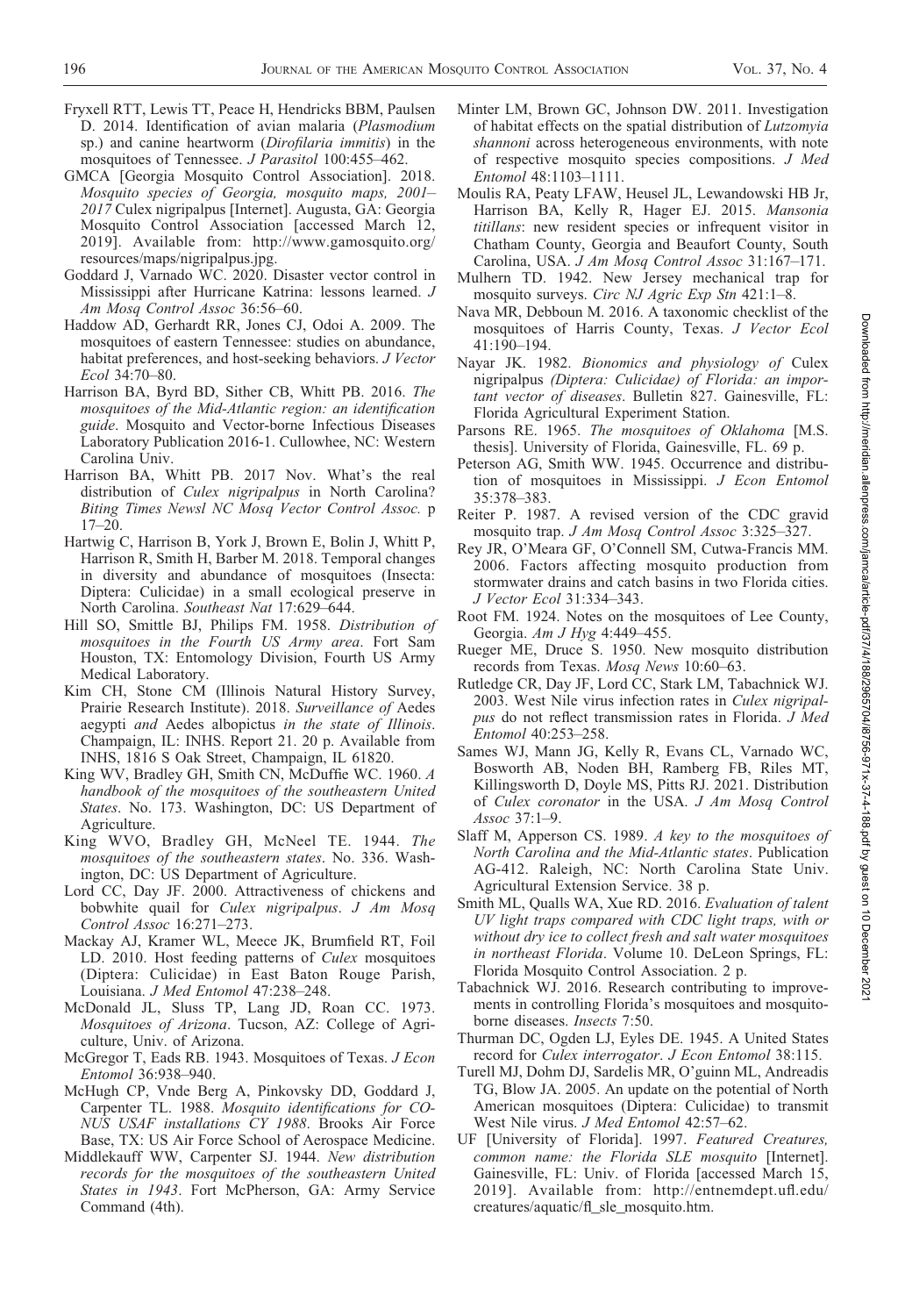Fryxell RTT, Lewis TT, Peace H, Hendricks BBM, Paulsen D. 2014. Identification of avian malaria (*Plasmodium* sp.) and canine heartworm (*Dirofilaria immitis*) in the mosquitoes of Tennessee. *J Parasitol* 100:455–462.

GMCA [Georgia Mosquito Control Association]. 2018. *Mosquito species of Georgia, mosquito maps, 2001–2017* Culex nigripalpus [Internet]. Augusta, GA: Georgia Mosquito Control Association [accessed March 12, 2019]. Available from: http://www.gamosquito.org/resources/maps/nigripalpus.jpg.

Goddard J, Varnado WC. 2020. Disaster vector control in Mississippi after Hurricane Katrina: lessons learned. *J Am Mosq Control Assoc* 36:56–60.

Haddow AD, Gerhardt RR, Jones CJ, Odoi A. 2009. The mosquitoes of eastern Tennessee: studies on abundance, habitat preferences, and host-seeking behaviors. *J Vector Ecol* 34:70–80.

Harrison BA, Byrd BD, Sither CB, Whitt PB. 2016. *The mosquitoes of the Mid-Atlantic region: an identification guide*. Mosquito and Vector-borne Infectious Diseases Laboratory Publication 2016-1. Cullowhee, NC: Western Carolina Univ.

Harrison BA, Whitt PB. 2017 Nov. What's the real distribution of *Culex nigripalpus* in North Carolina? *Biting Times Newsl NC Mosq Vector Control Assoc.* p 17–20.

Hartwig C, Harrison B, York J, Brown E, Bolin J, Whitt P, Harrison R, Smith H, Barber M. 2018. Temporal changes in diversity and abundance of mosquitoes (Insecta: Diptera: Culicidae) in a small ecological preserve in North Carolina. *Southeast Nat* 17:629–644.

Hill SO, Smittle BJ, Philips FM. 1958. *Distribution of mosquitoes in the Fourth US Army area*. Fort Sam Houston, TX: Entomology Division, Fourth US Army Medical Laboratory.

Kim CH, Stone CM (Illinois Natural History Survey, Prairie Research Institute). 2018. *Surveillance of* Aedes aegypti *and* Aedes albopictus *in the state of Illinois*. Champaign, IL: INHS. Report 21. 20 p. Available from INHS, 1816 S Oak Street, Champaign, IL 61820.

King WV, Bradley GH, Smith CN, McDuffie WC. 1960. *A handbook of the mosquitoes of the southeastern United States*. No. 173. Washington, DC: US Department of Agriculture.

King WVO, Bradley GH, McNeel TE. 1944. *The mosquitoes of the southeastern states*. No. 336. Washington, DC: US Department of Agriculture.

Lord CC, Day JF. 2000. Attractiveness of chickens and bobwhite quail for *Culex nigripalpus*. *J Am Mosq Control Assoc* 16:271–273.

Mackay AJ, Kramer WL, Meece JK, Brumfield RT, Foil LD. 2010. Host feeding patterns of *Culex* mosquitoes (Diptera: Culicidae) in East Baton Rouge Parish, Louisiana. *J Med Entomol* 47:238–248.

McDonald JL, Sluss TP, Lang JD, Roan CC. 1973. *Mosquitoes of Arizona*. Tucson, AZ: College of Agriculture, Univ. of Arizona.

McGregor T, Eads RB. 1943. Mosquitoes of Texas. *J Econ Entomol* 36:938–940.

McHugh CP, Vnde Berg A, Pinkovsky DD, Goddard J, Carpenter TL. 1988. *Mosquito identifications for CONUS USAF installations CY 1988*. Brooks Air Force Base, TX: US Air Force School of Aerospace Medicine.

Middlekauff WW, Carpenter SJ. 1944. *New distribution records for the mosquitoes of the southeastern United States in 1943*. Fort McPherson, GA: Army Service Command (4th).

Minter LM, Brown GC, Johnson DW. 2011. Investigation of habitat effects on the spatial distribution of *Lutzomyia shannoni* across heterogeneous environments, with note of respective mosquito species compositions. *J Med Entomol* 48:1103–1111.

Moulis RA, Peaty LFAW, Heusel JL, Lewandowski HB Jr, Harrison BA, Kelly R, Hager EJ. 2015. *Mansonia titillans*: new resident species or infrequent visitor in Chatham County, Georgia and Beaufort County, South Carolina, USA. *J Am Mosq Control Assoc* 31:167–171.

Mulhern TD. 1942. New Jersey mechanical trap for mosquito surveys. *Circ NJ Agric Exp Stn* 421:1–8.

Nava MR, Debboun M. 2016. A taxonomic checklist of the mosquitoes of Harris County, Texas. *J Vector Ecol* 41:190–194.

Nayar JK. 1982. *Bionomics and physiology of* Culex nigripalpus *(Diptera: Culicidae) of Florida: an important vector of diseases*. Bulletin 827. Gainesville, FL: Florida Agricultural Experiment Station.

Parsons RE. 1965. *The mosquitoes of Oklahoma* [M.S. thesis]. University of Florida, Gainesville, FL. 69 p.

Peterson AG, Smith WW. 1945. Occurrence and distribution of mosquitoes in Mississippi. *J Econ Entomol* 35:378–383.

Reiter P. 1987. A revised version of the CDC gravid mosquito trap. *J Am Mosq Control Assoc* 3:325–327.

Rey JR, O'Meara GF, O'Connell SM, Cutwa-Francis MM. 2006. Factors affecting mosquito production from stormwater drains and catch basins in two Florida cities. *J Vector Ecol* 31:334–343.

Root FM. 1924. Notes on the mosquitoes of Lee County, Georgia. *Am J Hyg* 4:449–455.

Rueger ME, Druce S. 1950. New mosquito distribution records from Texas. *Mosq News* 10:60–63.

Rutledge CR, Day JF, Lord CC, Stark LM, Tabachnick WJ. 2003. West Nile virus infection rates in *Culex nigripalpus* do not reflect transmission rates in Florida. *J Med Entomol* 40:253–258.

Sames WJ, Mann JG, Kelly R, Evans CL, Varnado WC, Bosworth AB, Noden BH, Ramberg FB, Riles MT, Killingsworth D, Doyle MS, Pitts RJ. 2021. Distribution of *Culex coronator* in the USA. *J Am Mosq Control Assoc* 37:1–9.

Slaff M, Apperson CS. 1989. *A key to the mosquitoes of North Carolina and the Mid-Atlantic states*. Publication AG-412. Raleigh, NC: North Carolina State Univ. Agricultural Extension Service. 38 p.

Smith ML, Qualls WA, Xue RD. 2016. *Evaluation of talent UV light traps compared with CDC light traps, with or without dry ice to collect fresh and salt water mosquitoes in northeast Florida*. Volume 10. DeLeon Springs, FL: Florida Mosquito Control Association. 2 p.

Tabachnick WJ. 2016. Research contributing to improvements in controlling Florida's mosquitoes and mosquito-borne diseases. *Insects* 7:50.

Thurman DC, Ogden LJ, Eyles DE. 1945. A United States record for *Culex interrogator*. *J Econ Entomol* 38:115.

Turell MJ, Dohm DJ, Sardelis MR, O'guinn ML, Andreadis TG, Blow JA. 2005. An update on the potential of North American mosquitoes (Diptera: Culicidae) to transmit West Nile virus. *J Med Entomol* 42:57–62.

UF [University of Florida]. 1997. *Featured Creatures, common name: the Florida SLE mosquito* [Internet]. Gainesville, FL: Univ. of Florida [accessed March 15, 2019]. Available from: http://entnemdept.ufl.edu/creatures/aquatic/fl_sle_mosquito.htm.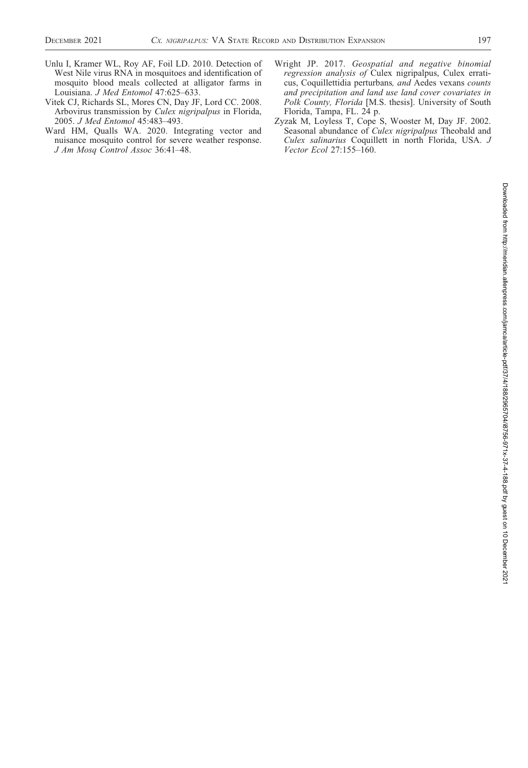Unlu I, Kramer WL, Roy AF, Foil LD. 2010. Detection of West Nile virus RNA in mosquitoes and identification of mosquito blood meals collected at alligator farms in Louisiana. *J Med Entomol* 47:625–633.

Vitek CJ, Richards SL, Mores CN, Day JF, Lord CC. 2008. Arbovirus transmission by *Culex nigripalpus* in Florida, 2005. *J Med Entomol* 45:483–493.

Ward HM, Qualls WA. 2020. Integrating vector and nuisance mosquito control for severe weather response. *J Am Mosq Control Assoc* 36:41–48.

Wright JP. 2017. *Geospatial and negative binomial regression analysis of* Culex nigripalpus, Culex erraticus, Coquillettidia perturbans*, and* Aedes vexans *counts and precipitation and land use land cover covariates in Polk County, Florida* [M.S. thesis]. University of South Florida, Tampa, FL. 24 p.

Zyzak M, Loyless T, Cope S, Wooster M, Day JF. 2002. Seasonal abundance of *Culex nigripalpus* Theobald and *Culex salinarius* Coquillett in north Florida, USA. *J Vector Ecol* 27:155–160.